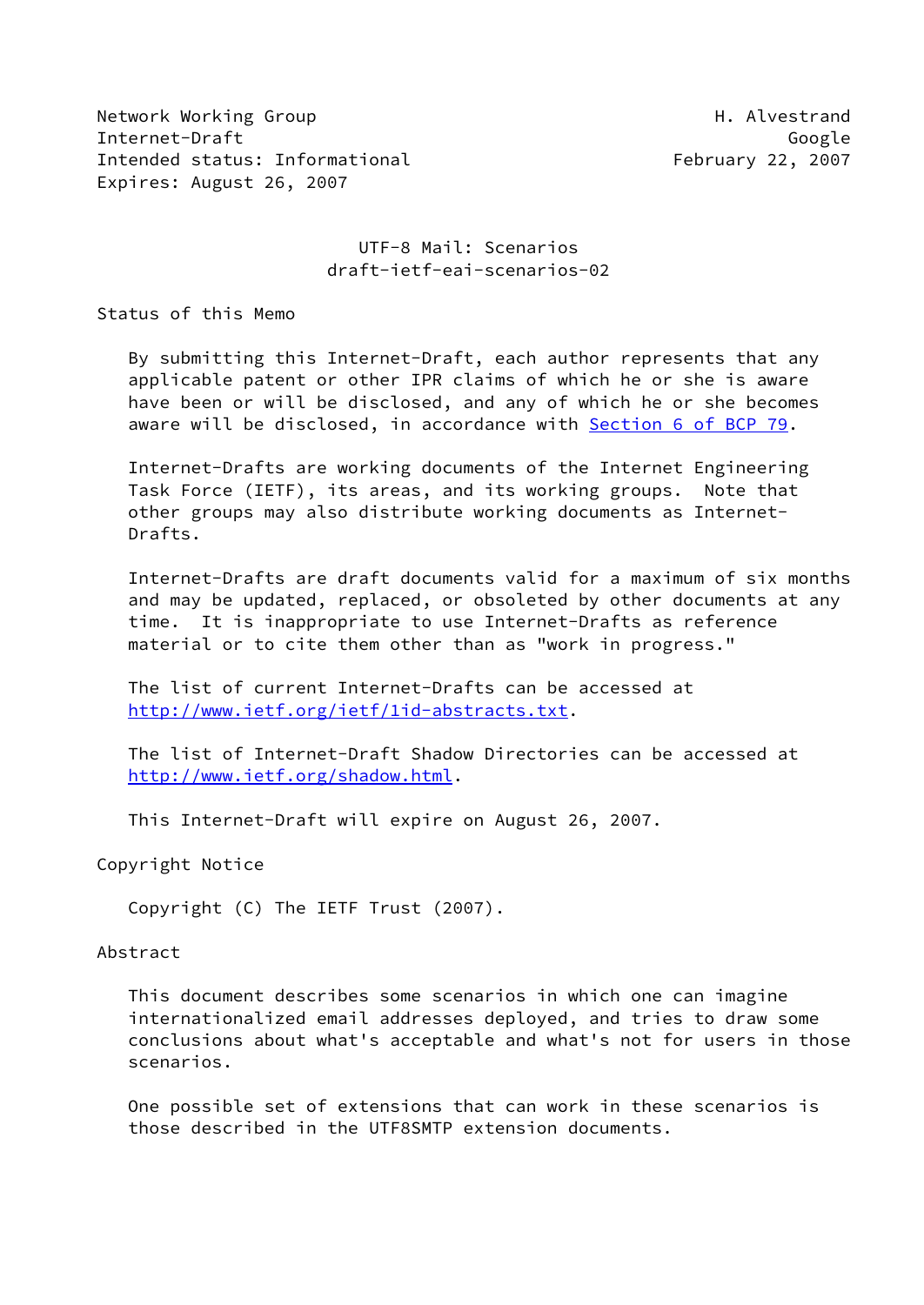Network Working Group H. Alvestrand
Internet-Draft Google
Intended status: Informational February 22, 2007
Expires: August 26, 2007

# UTF-8 Mail: Scenarios
draft-ietf-eai-scenarios-02

## Status of this Memo

By submitting this Internet-Draft, each author represents that any applicable patent or other IPR claims of which he or she is aware have been or will be disclosed, and any of which he or she becomes aware will be disclosed, in accordance with Section 6 of BCP 79.

Internet-Drafts are working documents of the Internet Engineering Task Force (IETF), its areas, and its working groups. Note that other groups may also distribute working documents as Internet-Drafts.

Internet-Drafts are draft documents valid for a maximum of six months and may be updated, replaced, or obsoleted by other documents at any time. It is inappropriate to use Internet-Drafts as reference material or to cite them other than as "work in progress."

The list of current Internet-Drafts can be accessed at http://www.ietf.org/ietf/1id-abstracts.txt.

The list of Internet-Draft Shadow Directories can be accessed at http://www.ietf.org/shadow.html.

This Internet-Draft will expire on August 26, 2007.

## Copyright Notice

Copyright (C) The IETF Trust (2007).

## Abstract

This document describes some scenarios in which one can imagine internationalized email addresses deployed, and tries to draw some conclusions about what's acceptable and what's not for users in those scenarios.

One possible set of extensions that can work in these scenarios is those described in the UTF8SMTP extension documents.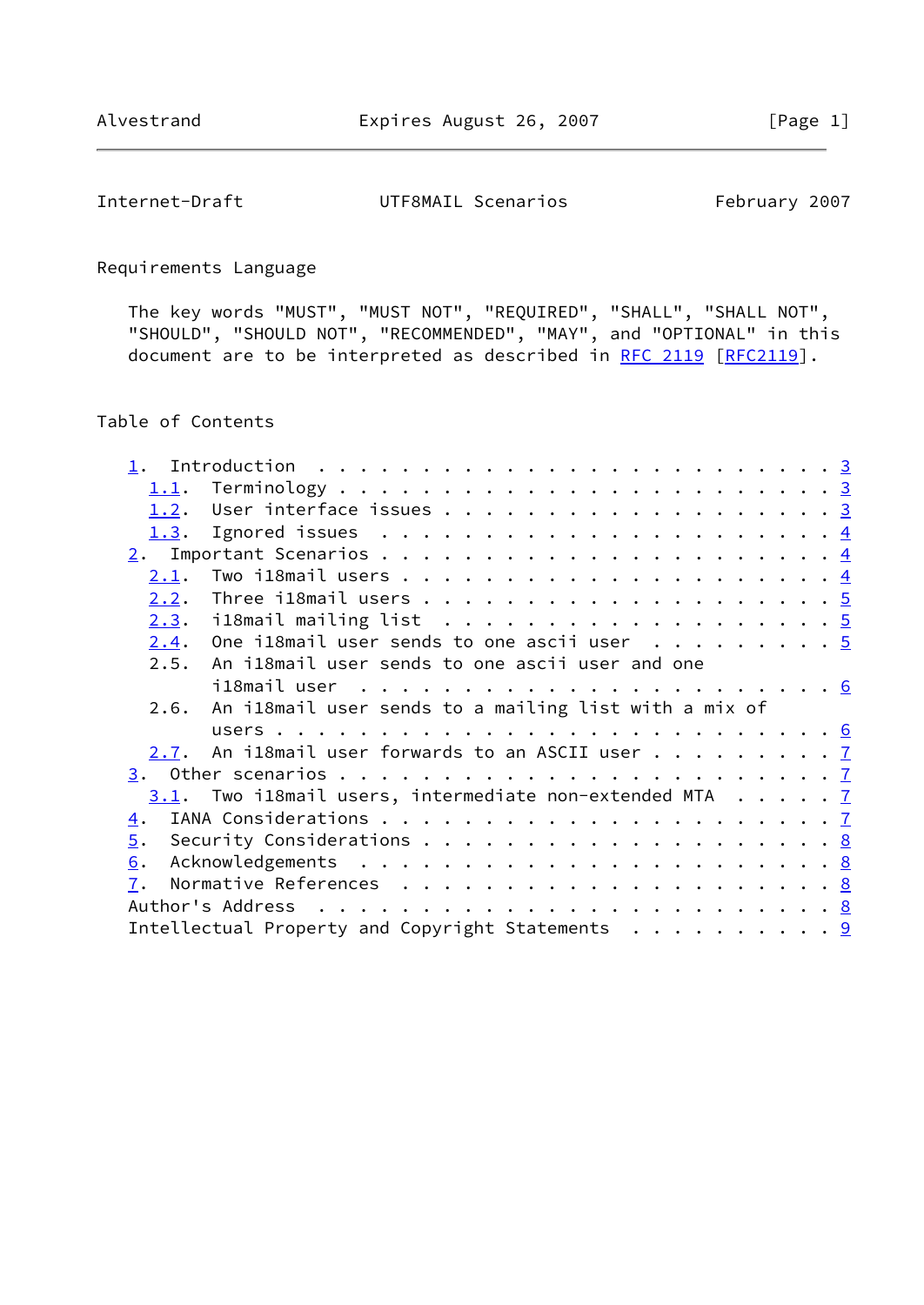## Requirements Language

The key words "MUST", "MUST NOT", "REQUIRED", "SHALL", "SHALL NOT", "SHOULD", "SHOULD NOT", "RECOMMENDED", "MAY", and "OPTIONAL" in this document are to be interpreted as described in RFC 2119 [RFC2119].

## Table of Contents

```
   1.  Introduction . . . . . . . . . . . . . . . . . . . . . . . . .  3
     1.1.  Terminology  . . . . . . . . . . . . . . . . . . . . . . .  3
     1.2.  User interface issues  . . . . . . . . . . . . . . . . . .  3
     1.3.  Ignored issues . . . . . . . . . . . . . . . . . . . . . .  4
   2.  Important Scenarios  . . . . . . . . . . . . . . . . . . . . .  4
     2.1.  Two i18mail users  . . . . . . . . . . . . . . . . . . . .  4
     2.2.  Three i18mail users  . . . . . . . . . . . . . . . . . . .  5
     2.3.  i18mail mailing list . . . . . . . . . . . . . . . . . . .  5
     2.4.  One i18mail user sends to one ascii user . . . . . . . . .  5
     2.5.  An i18mail user sends to one ascii user and one
           i18mail user . . . . . . . . . . . . . . . . . . . . . . .  6
     2.6.  An i18mail user sends to a mailing list with a mix of
           users  . . . . . . . . . . . . . . . . . . . . . . . . . .  6
     2.7.  An i18mail user forwards to an ASCII user  . . . . . . . .  7
   3.  Other scenarios  . . . . . . . . . . . . . . . . . . . . . . .  7
     3.1.  Two i18mail users, intermediate non-extended MTA . . . . .  7
   4.  IANA Considerations  . . . . . . . . . . . . . . . . . . . . .  7
   5.  Security Considerations  . . . . . . . . . . . . . . . . . . .  8
   6.  Acknowledgements . . . . . . . . . . . . . . . . . . . . . . .  8
   7.  Normative References . . . . . . . . . . . . . . . . . . . . .  8
   Author's Address . . . . . . . . . . . . . . . . . . . . . . . . .  8
   Intellectual Property and Copyright Statements . . . . . . . . . .  9
```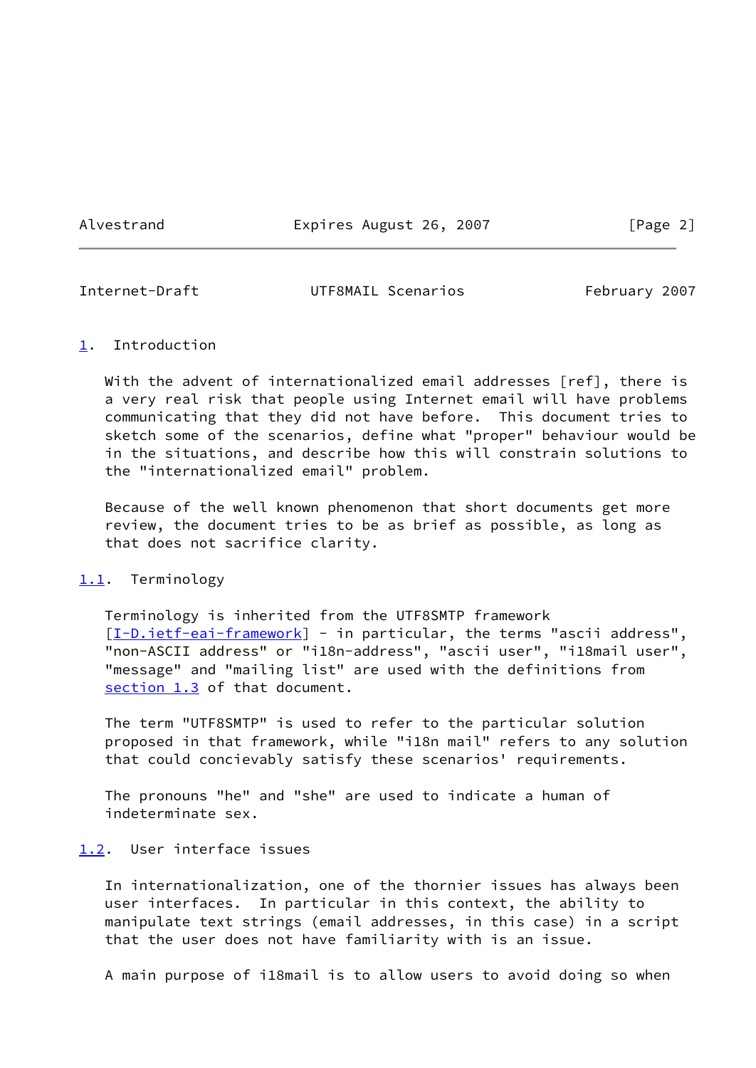## 1. Introduction

With the advent of internationalized email addresses [ref], there is a very real risk that people using Internet email will have problems communicating that they did not have before. This document tries to sketch some of the scenarios, define what "proper" behaviour would be in the situations, and describe how this will constrain solutions to the "internationalized email" problem.

Because of the well known phenomenon that short documents get more review, the document tries to be as brief as possible, as long as that does not sacrifice clarity.

### 1.1. Terminology

Terminology is inherited from the UTF8SMTP framework [I-D.ietf-eai-framework] - in particular, the terms "ascii address", "non-ASCII address" or "i18n-address", "ascii user", "i18mail user", "message" and "mailing list" are used with the definitions from section 1.3 of that document.

The term "UTF8SMTP" is used to refer to the particular solution proposed in that framework, while "i18n mail" refers to any solution that could concievably satisfy these scenarios' requirements.

The pronouns "he" and "she" are used to indicate a human of indeterminate sex.

### 1.2. User interface issues

In internationalization, one of the thornier issues has always been user interfaces. In particular in this context, the ability to manipulate text strings (email addresses, in this case) in a script that the user does not have familiarity with is an issue.

A main purpose of i18mail is to allow users to avoid doing so when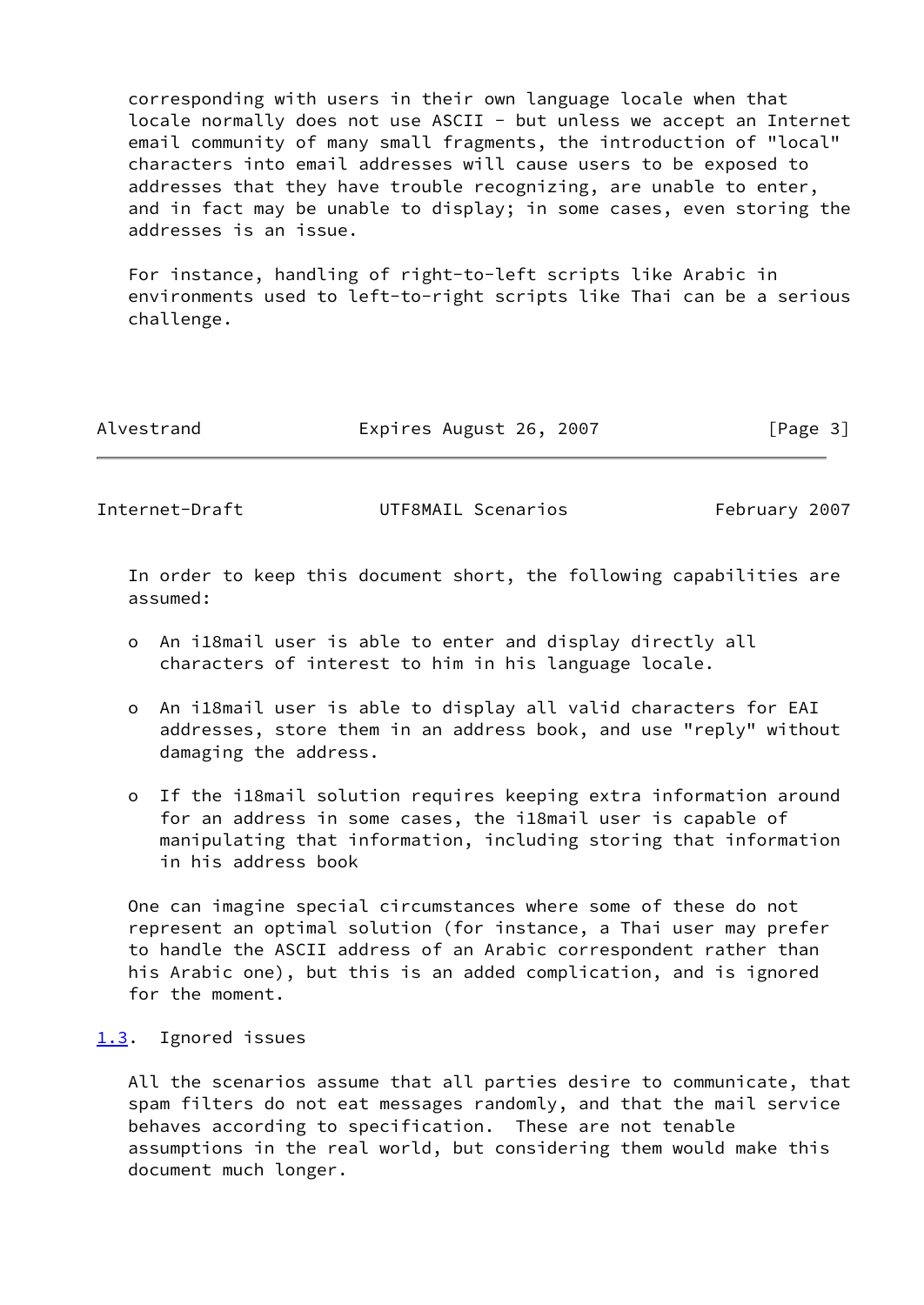corresponding with users in their own language locale when that locale normally does not use ASCII - but unless we accept an Internet email community of many small fragments, the introduction of "local" characters into email addresses will cause users to be exposed to addresses that they have trouble recognizing, are unable to enter, and in fact may be unable to display; in some cases, even storing the addresses is an issue.

For instance, handling of right-to-left scripts like Arabic in environments used to left-to-right scripts like Thai can be a serious challenge.

In order to keep this document short, the following capabilities are assumed:

- An i18mail user is able to enter and display directly all characters of interest to him in his language locale.
- An i18mail user is able to display all valid characters for EAI addresses, store them in an address book, and use "reply" without damaging the address.
- If the i18mail solution requires keeping extra information around for an address in some cases, the i18mail user is capable of manipulating that information, including storing that information in his address book

One can imagine special circumstances where some of these do not represent an optimal solution (for instance, a Thai user may prefer to handle the ASCII address of an Arabic correspondent rather than his Arabic one), but this is an added complication, and is ignored for the moment.

### 1.3. Ignored issues

All the scenarios assume that all parties desire to communicate, that spam filters do not eat messages randomly, and that the mail service behaves according to specification. These are not tenable assumptions in the real world, but considering them would make this document much longer.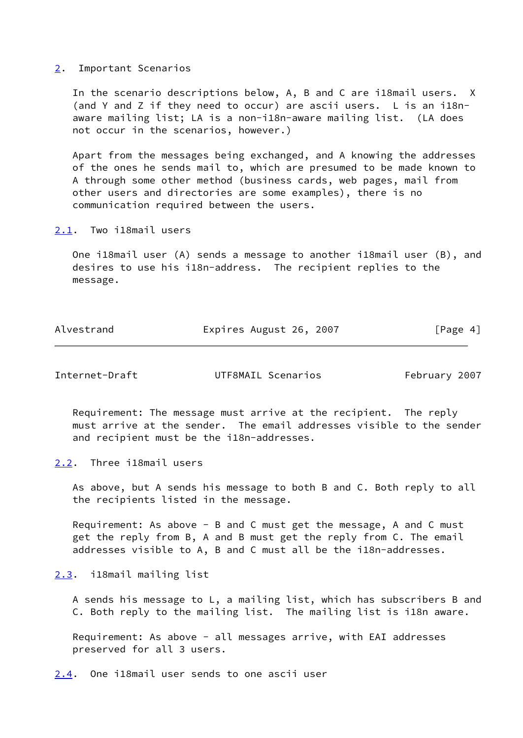## 2. Important Scenarios

In the scenario descriptions below, A, B and C are i18mail users. X (and Y and Z if they need to occur) are ascii users. L is an i18n-aware mailing list; LA is a non-i18n-aware mailing list. (LA does not occur in the scenarios, however.)

Apart from the messages being exchanged, and A knowing the addresses of the ones he sends mail to, which are presumed to be made known to A through some other method (business cards, web pages, mail from other users and directories are some examples), there is no communication required between the users.

### 2.1. Two i18mail users

One i18mail user (A) sends a message to another i18mail user (B), and desires to use his i18n-address. The recipient replies to the message.

Requirement: The message must arrive at the recipient. The reply must arrive at the sender. The email addresses visible to the sender and recipient must be the i18n-addresses.

### 2.2. Three i18mail users

As above, but A sends his message to both B and C. Both reply to all the recipients listed in the message.

Requirement: As above - B and C must get the message, A and C must get the reply from B, A and B must get the reply from C. The email addresses visible to A, B and C must all be the i18n-addresses.

### 2.3. i18mail mailing list

A sends his message to L, a mailing list, which has subscribers B and C. Both reply to the mailing list. The mailing list is i18n aware.

Requirement: As above - all messages arrive, with EAI addresses preserved for all 3 users.

### 2.4. One i18mail user sends to one ascii user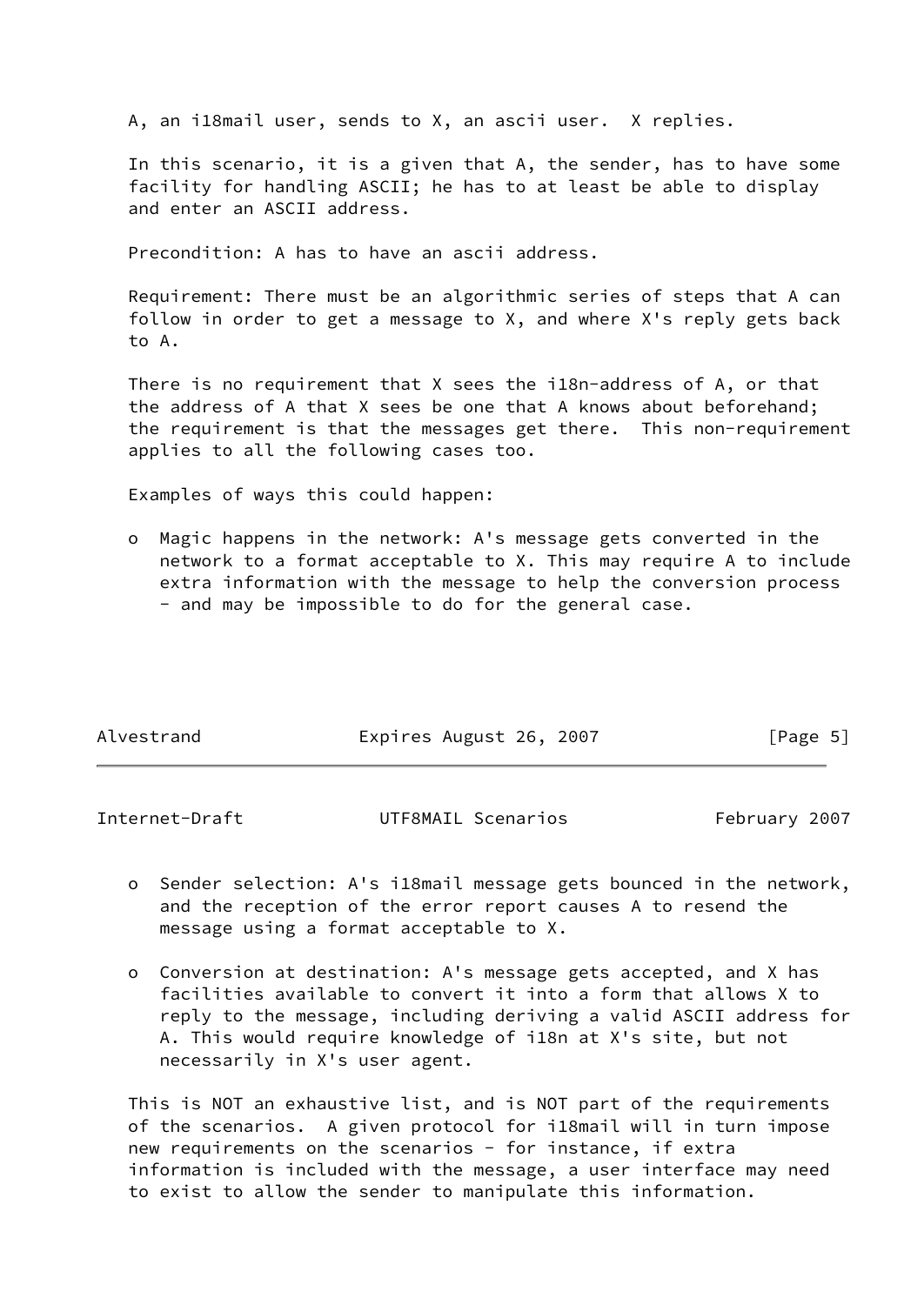A, an i18mail user, sends to X, an ascii user.  X replies.

In this scenario, it is a given that A, the sender, has to have some facility for handling ASCII; he has to at least be able to display and enter an ASCII address.

Precondition: A has to have an ascii address.

Requirement: There must be an algorithmic series of steps that A can follow in order to get a message to X, and where X's reply gets back to A.

There is no requirement that X sees the i18n-address of A, or that the address of A that X sees be one that A knows about beforehand; the requirement is that the messages get there.  This non-requirement applies to all the following cases too.

Examples of ways this could happen:

- Magic happens in the network: A's message gets converted in the network to a format acceptable to X. This may require A to include extra information with the message to help the conversion process - and may be impossible to do for the general case.

- Sender selection: A's i18mail message gets bounced in the network, and the reception of the error report causes A to resend the message using a format acceptable to X.

- Conversion at destination: A's message gets accepted, and X has facilities available to convert it into a form that allows X to reply to the message, including deriving a valid ASCII address for A. This would require knowledge of i18n at X's site, but not necessarily in X's user agent.

This is NOT an exhaustive list, and is NOT part of the requirements of the scenarios.  A given protocol for i18mail will in turn impose new requirements on the scenarios - for instance, if extra information is included with the message, a user interface may need to exist to allow the sender to manipulate this information.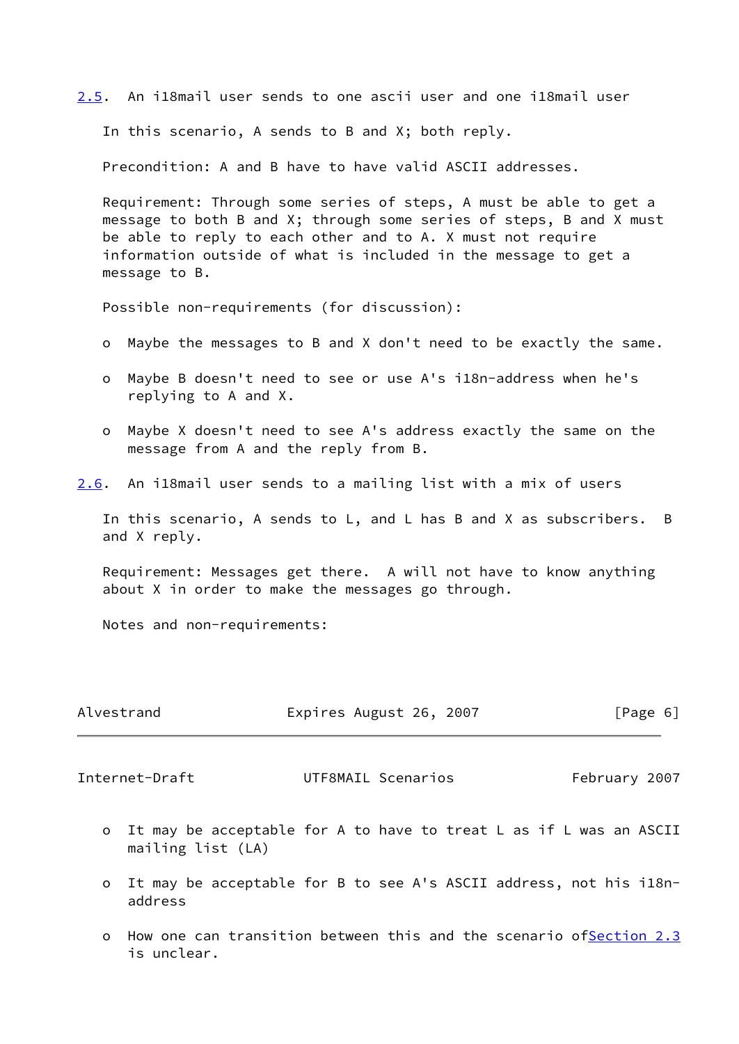## 2.5. An i18mail user sends to one ascii user and one i18mail user

In this scenario, A sends to B and X; both reply.

Precondition: A and B have to have valid ASCII addresses.

Requirement: Through some series of steps, A must be able to get a message to both B and X; through some series of steps, B and X must be able to reply to each other and to A. X must not require information outside of what is included in the message to get a message to B.

Possible non-requirements (for discussion):

- Maybe the messages to B and X don't need to be exactly the same.
- Maybe B doesn't need to see or use A's i18n-address when he's replying to A and X.
- Maybe X doesn't need to see A's address exactly the same on the message from A and the reply from B.

## 2.6. An i18mail user sends to a mailing list with a mix of users

In this scenario, A sends to L, and L has B and X as subscribers. B and X reply.

Requirement: Messages get there. A will not have to know anything about X in order to make the messages go through.

Notes and non-requirements:

- It may be acceptable for A to have to treat L as if L was an ASCII mailing list (LA)
- It may be acceptable for B to see A's ASCII address, not his i18n-address
- How one can transition between this and the scenario ofSection 2.3 is unclear.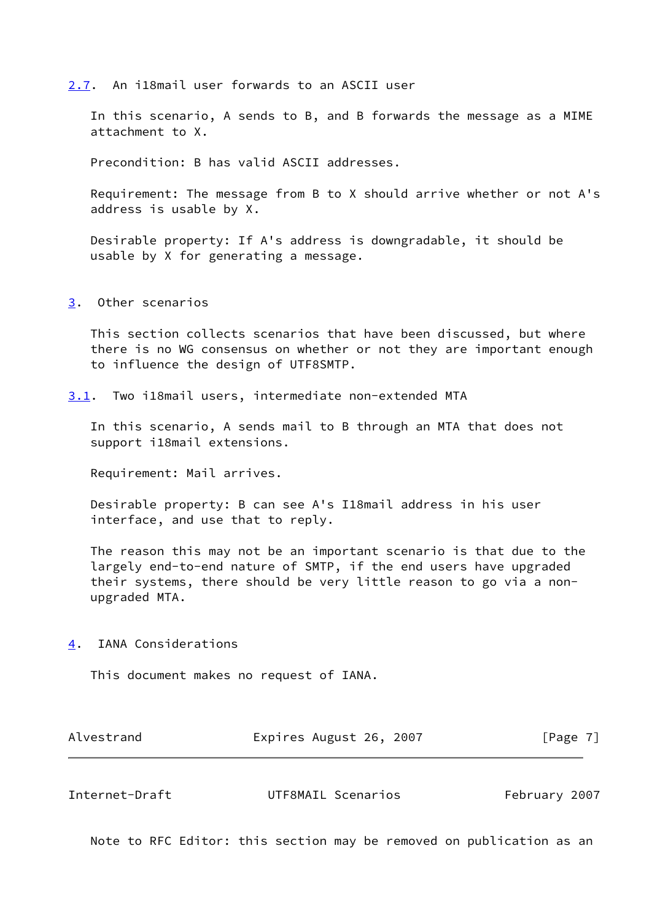### 2.7. An i18mail user forwards to an ASCII user

In this scenario, A sends to B, and B forwards the message as a MIME attachment to X.

Precondition: B has valid ASCII addresses.

Requirement: The message from B to X should arrive whether or not A's address is usable by X.

Desirable property: If A's address is downgradable, it should be usable by X for generating a message.

## 3. Other scenarios

This section collects scenarios that have been discussed, but where there is no WG consensus on whether or not they are important enough to influence the design of UTF8SMTP.

### 3.1. Two i18mail users, intermediate non-extended MTA

In this scenario, A sends mail to B through an MTA that does not support i18mail extensions.

Requirement: Mail arrives.

Desirable property: B can see A's I18mail address in his user interface, and use that to reply.

The reason this may not be an important scenario is that due to the largely end-to-end nature of SMTP, if the end users have upgraded their systems, there should be very little reason to go via a non-upgraded MTA.

## 4. IANA Considerations

This document makes no request of IANA.

Note to RFC Editor: this section may be removed on publication as an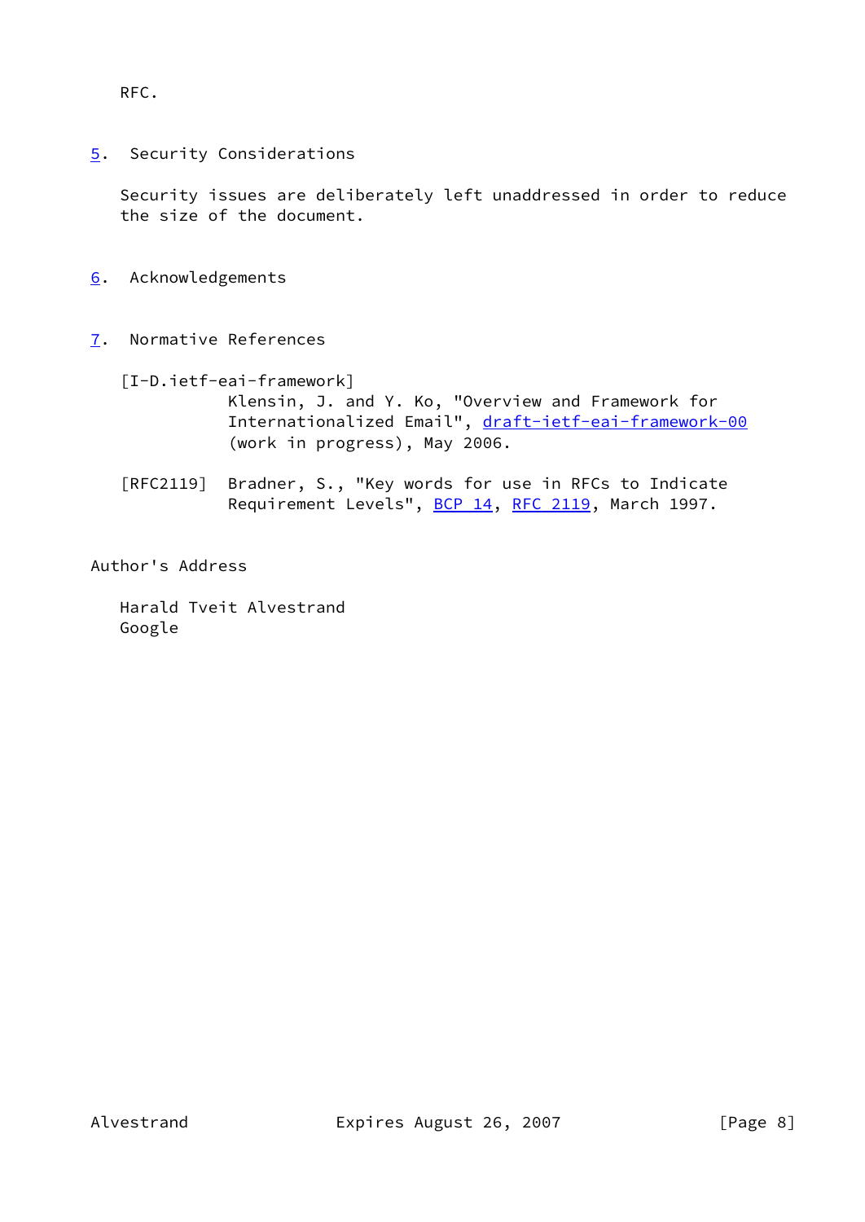RFC.

## 5. Security Considerations

Security issues are deliberately left unaddressed in order to reduce the size of the document.

## 6. Acknowledgements

## 7. Normative References

[I-D.ietf-eai-framework]
Klensin, J. and Y. Ko, "Overview and Framework for Internationalized Email", draft-ietf-eai-framework-00 (work in progress), May 2006.

[RFC2119] Bradner, S., "Key words for use in RFCs to Indicate Requirement Levels", BCP 14, RFC 2119, March 1997.

## Author's Address

Harald Tveit Alvestrand
Google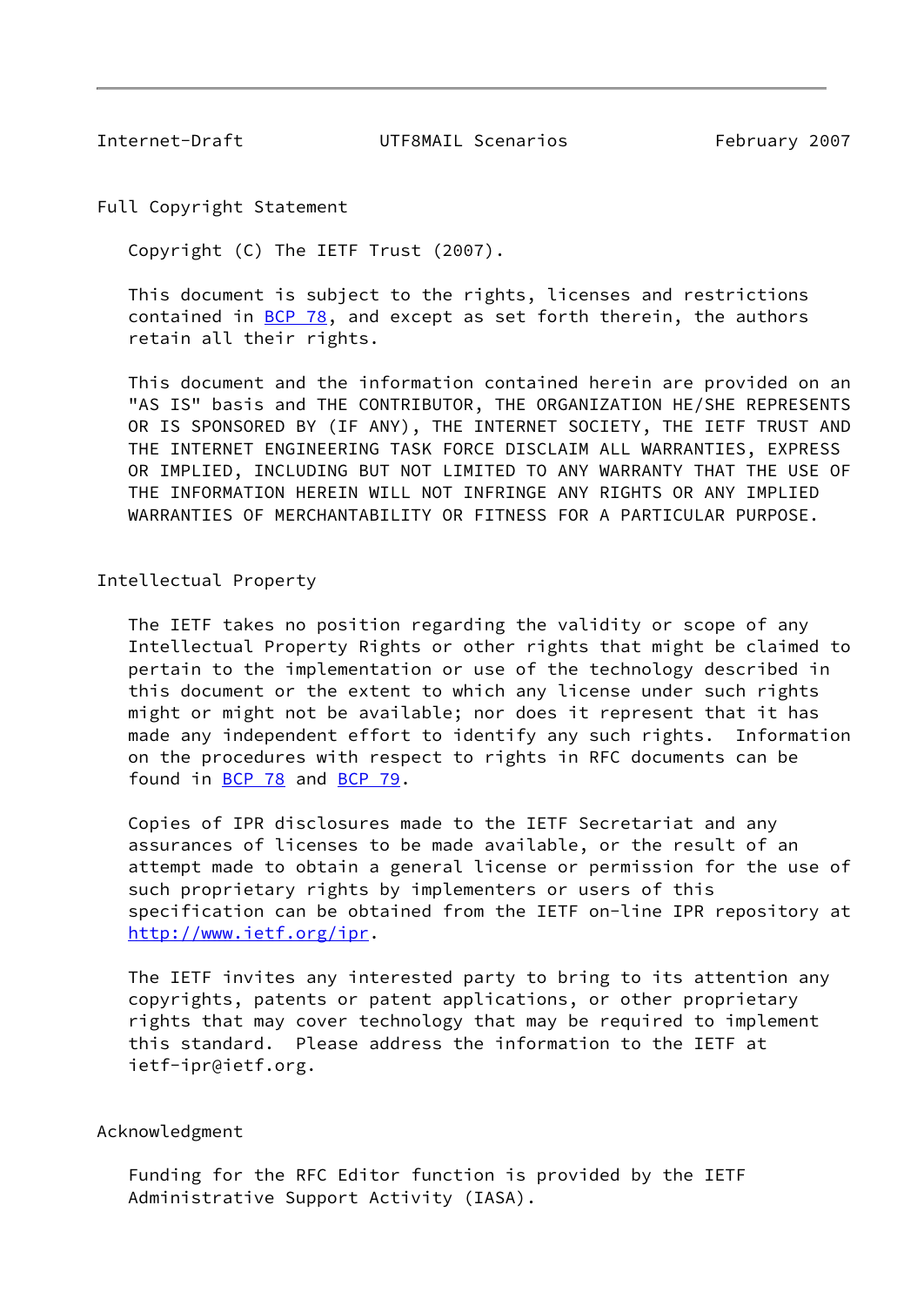## Full Copyright Statement

Copyright (C) The IETF Trust (2007).

This document is subject to the rights, licenses and restrictions contained in BCP 78, and except as set forth therein, the authors retain all their rights.

This document and the information contained herein are provided on an "AS IS" basis and THE CONTRIBUTOR, THE ORGANIZATION HE/SHE REPRESENTS OR IS SPONSORED BY (IF ANY), THE INTERNET SOCIETY, THE IETF TRUST AND THE INTERNET ENGINEERING TASK FORCE DISCLAIM ALL WARRANTIES, EXPRESS OR IMPLIED, INCLUDING BUT NOT LIMITED TO ANY WARRANTY THAT THE USE OF THE INFORMATION HEREIN WILL NOT INFRINGE ANY RIGHTS OR ANY IMPLIED WARRANTIES OF MERCHANTABILITY OR FITNESS FOR A PARTICULAR PURPOSE.

## Intellectual Property

The IETF takes no position regarding the validity or scope of any Intellectual Property Rights or other rights that might be claimed to pertain to the implementation or use of the technology described in this document or the extent to which any license under such rights might or might not be available; nor does it represent that it has made any independent effort to identify any such rights. Information on the procedures with respect to rights in RFC documents can be found in BCP 78 and BCP 79.

Copies of IPR disclosures made to the IETF Secretariat and any assurances of licenses to be made available, or the result of an attempt made to obtain a general license or permission for the use of such proprietary rights by implementers or users of this specification can be obtained from the IETF on-line IPR repository at http://www.ietf.org/ipr.

The IETF invites any interested party to bring to its attention any copyrights, patents or patent applications, or other proprietary rights that may cover technology that may be required to implement this standard. Please address the information to the IETF at ietf-ipr@ietf.org.

## Acknowledgment

Funding for the RFC Editor function is provided by the IETF Administrative Support Activity (IASA).